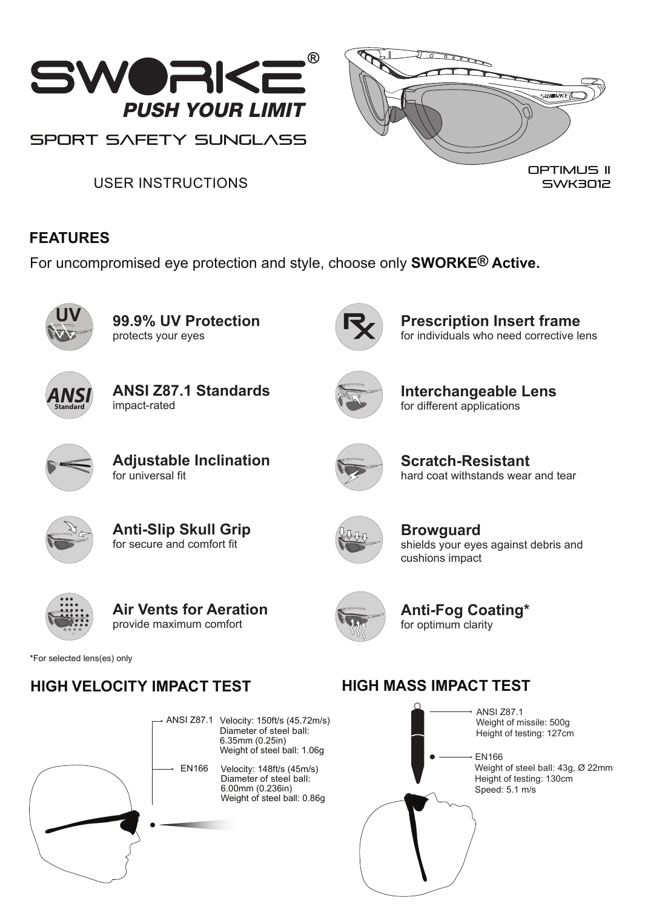# SWORKE®

***PUSH YOUR LIMIT***

SPORT SAFETY SUNGLASS

USER INSTRUCTIONS

OPTIMUS II
SWK3012

## FEATURES

For uncompromised eye protection and style, choose only **SWORKE® Active.**

**99.9% UV Protection**
protects your eyes

**Prescription Insert frame**
for individuals who need corrective lens

**ANSI Z87.1 Standards**
impact-rated

**Interchangeable Lens**
for different applications

**Adjustable Inclination**
for universal fit

**Scratch-Resistant**
hard coat withstands wear and tear

**Anti-Slip Skull Grip**
for secure and comfort fit

**Browguard**
shields your eyes against debris and cushions impact

**Air Vents for Aeration**
provide maximum comfort

**Anti-Fog Coating***
for optimum clarity

*For selected lens(es) only

## HIGH VELOCITY IMPACT TEST

ANSI Z87.1
- Velocity: 150ft/s (45.72m/s)
- Diameter of steel ball: 6.35mm (0.25in)
- Weight of steel ball: 1.06g

EN166
- Velocity: 148ft/s (45m/s)
- Diameter of steel ball: 6.00mm (0.236in)
- Weight of steel ball: 0.86g

## HIGH MASS IMPACT TEST

ANSI Z87.1
- Weight of missile: 500g
- Height of testing: 127cm

EN166
- Weight of steel ball: 43g, Ø 22mm
- Height of testing: 130cm
- Speed: 5.1 m/s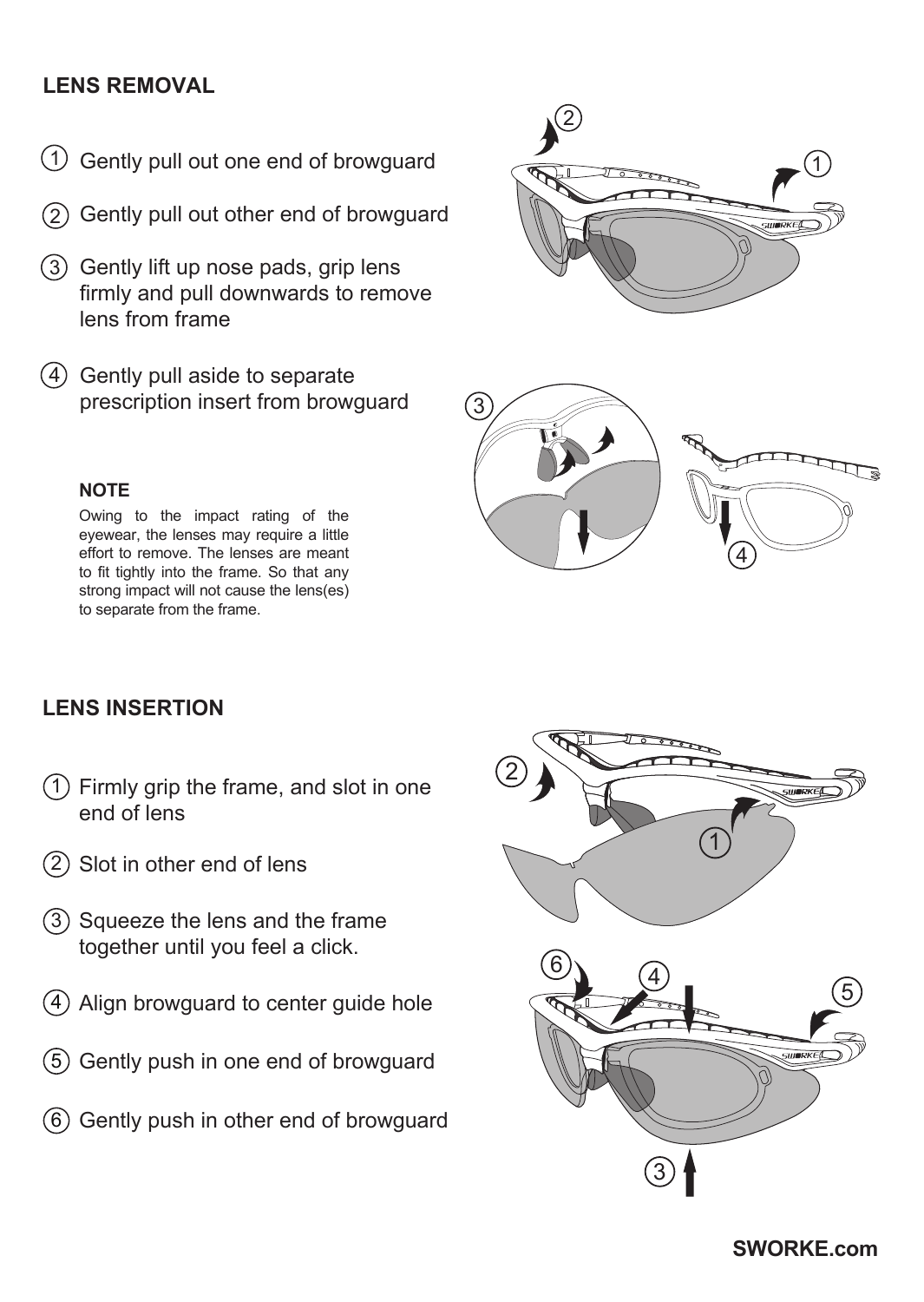## LENS REMOVAL

1. Gently pull out one end of browguard
2. Gently pull out other end of browguard
3. Gently lift up nose pads, grip lens firmly and pull downwards to remove lens from frame
4. Gently pull aside to separate prescription insert from browguard

### NOTE

Owing to the impact rating of the eyewear, the lenses may require a little effort to remove. The lenses are meant to fit tightly into the frame. So that any strong impact will not cause the lens(es) to separate from the frame.

## LENS INSERTION

1. Firmly grip the frame, and slot in one end of lens
2. Slot in other end of lens
3. Squeeze the lens and the frame together until you feel a click.
4. Align browguard to center guide hole
5. Gently push in one end of browguard
6. Gently push in other end of browguard

SWORKE.com